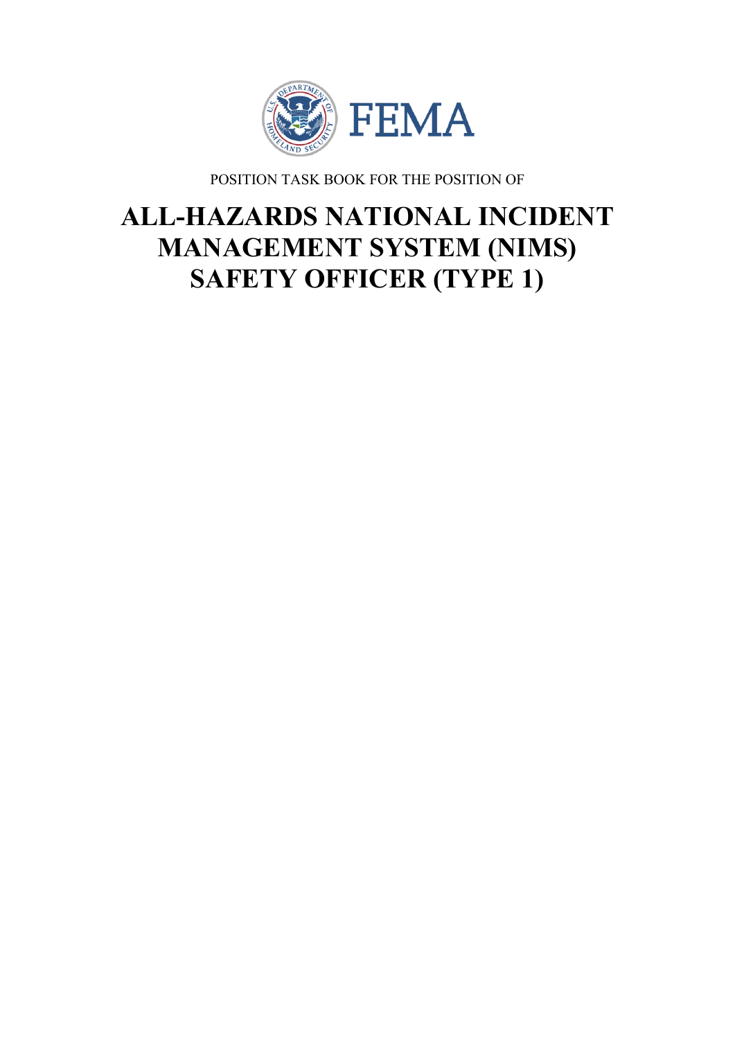FEMA

POSITION TASK BOOK FOR THE POSITION OF

# ALL-HAZARDS NATIONAL INCIDENT MANAGEMENT SYSTEM (NIMS) SAFETY OFFICER (TYPE 1)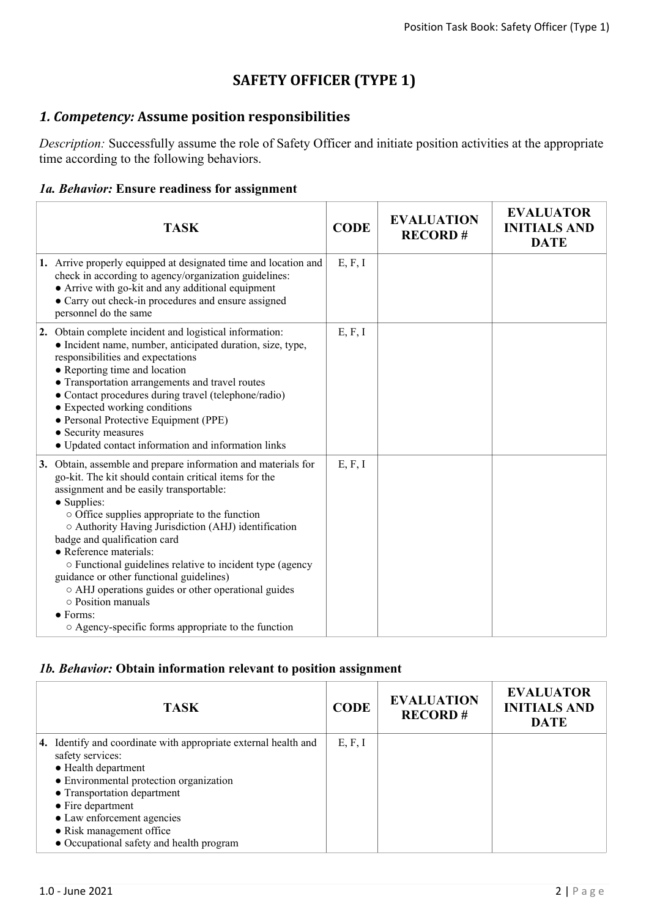# SAFETY OFFICER (TYPE 1)

## *1. Competency:* Assume position responsibilities

*Description:* Successfully assume the role of Safety Officer and initiate position activities at the appropriate time according to the following behaviors.

### *1a. Behavior:* Ensure readiness for assignment

| TASK | CODE | EVALUATION RECORD # | EVALUATOR INITIALS AND DATE |
|---|---|---|---|
| **1.** Arrive properly equipped at designated time and location and check in according to agency/organization guidelines:<br>● Arrive with go-kit and any additional equipment<br>● Carry out check-in procedures and ensure assigned personnel do the same | E, F, I | | |
| **2.** Obtain complete incident and logistical information:<br>● Incident name, number, anticipated duration, size, type, responsibilities and expectations<br>● Reporting time and location<br>● Transportation arrangements and travel routes<br>● Contact procedures during travel (telephone/radio)<br>● Expected working conditions<br>● Personal Protective Equipment (PPE)<br>● Security measures<br>● Updated contact information and information links | E, F, I | | |
| **3.** Obtain, assemble and prepare information and materials for go-kit. The kit should contain critical items for the assignment and be easily transportable:<br>● Supplies:<br>○ Office supplies appropriate to the function<br>○ Authority Having Jurisdiction (AHJ) identification badge and qualification card<br>● Reference materials:<br>○ Functional guidelines relative to incident type (agency guidance or other functional guidelines)<br>○ AHJ operations guides or other operational guides<br>○ Position manuals<br>● Forms:<br>○ Agency-specific forms appropriate to the function | E, F, I | | |

### *1b. Behavior:* Obtain information relevant to position assignment

| TASK | CODE | EVALUATION RECORD # | EVALUATOR INITIALS AND DATE |
|---|---|---|---|
| **4.** Identify and coordinate with appropriate external health and safety services:<br>● Health department<br>● Environmental protection organization<br>● Transportation department<br>● Fire department<br>● Law enforcement agencies<br>● Risk management office<br>● Occupational safety and health program | E, F, I | | |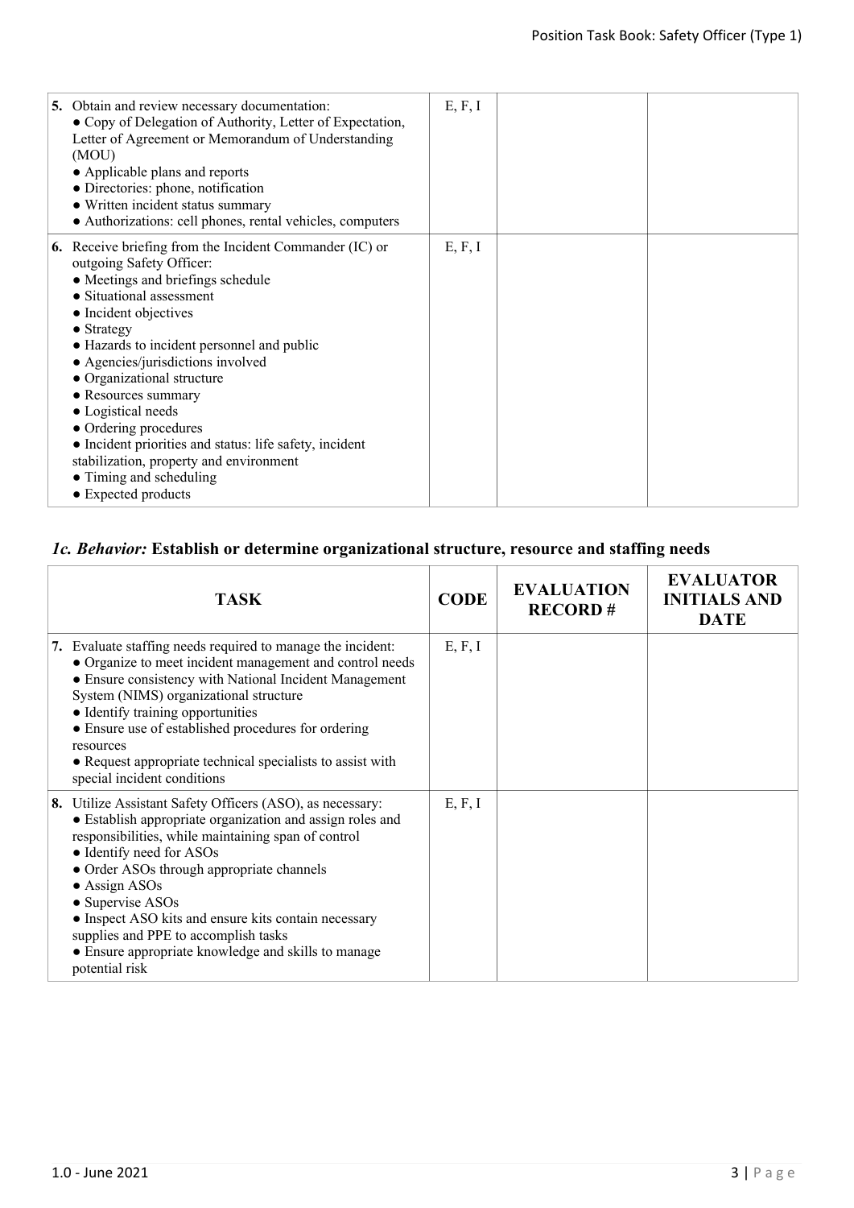| | | | |
|---|---|---|---|
| **5.** Obtain and review necessary documentation:<br>● Copy of Delegation of Authority, Letter of Expectation, Letter of Agreement or Memorandum of Understanding (MOU)<br>● Applicable plans and reports<br>● Directories: phone, notification<br>● Written incident status summary<br>● Authorizations: cell phones, rental vehicles, computers | E, F, I | | |
| **6.** Receive briefing from the Incident Commander (IC) or outgoing Safety Officer:<br>● Meetings and briefings schedule<br>● Situational assessment<br>● Incident objectives<br>● Strategy<br>● Hazards to incident personnel and public<br>● Agencies/jurisdictions involved<br>● Organizational structure<br>● Resources summary<br>● Logistical needs<br>● Ordering procedures<br>● Incident priorities and status: life safety, incident stabilization, property and environment<br>● Timing and scheduling<br>● Expected products | E, F, I | | |

## *1c. Behavior:* **Establish or determine organizational structure, resource and staffing needs**

| TASK | CODE | EVALUATION RECORD # | EVALUATOR INITIALS AND DATE |
|---|---|---|---|
| **7.** Evaluate staffing needs required to manage the incident:<br>● Organize to meet incident management and control needs<br>● Ensure consistency with National Incident Management System (NIMS) organizational structure<br>● Identify training opportunities<br>● Ensure use of established procedures for ordering resources<br>● Request appropriate technical specialists to assist with special incident conditions | E, F, I | | |
| **8.** Utilize Assistant Safety Officers (ASO), as necessary:<br>● Establish appropriate organization and assign roles and responsibilities, while maintaining span of control<br>● Identify need for ASOs<br>● Order ASOs through appropriate channels<br>● Assign ASOs<br>● Supervise ASOs<br>● Inspect ASO kits and ensure kits contain necessary supplies and PPE to accomplish tasks<br>● Ensure appropriate knowledge and skills to manage potential risk | E, F, I | | |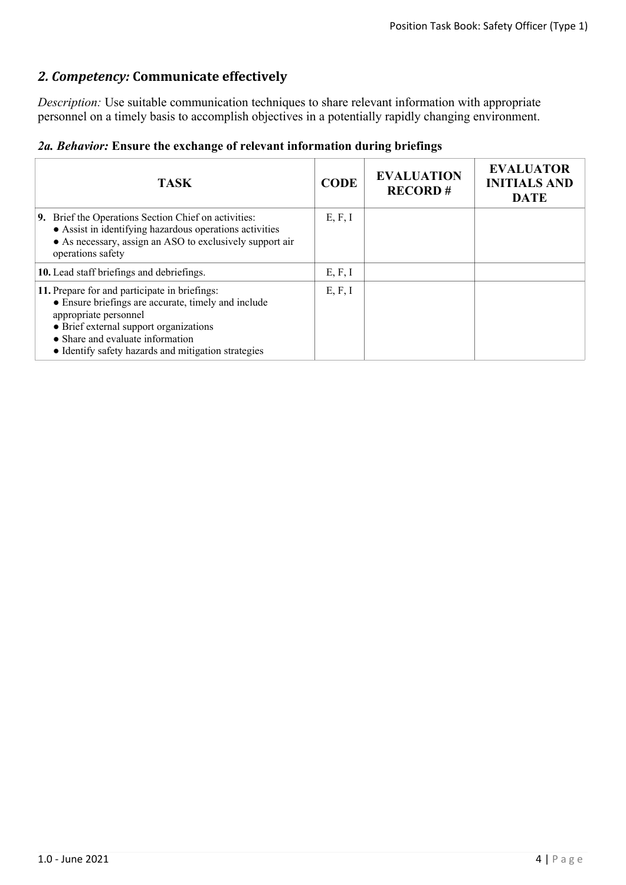## *2. Competency:* **Communicate effectively**

*Description:* Use suitable communication techniques to share relevant information with appropriate personnel on a timely basis to accomplish objectives in a potentially rapidly changing environment.

### *2a. Behavior:* **Ensure the exchange of relevant information during briefings**

| TASK | CODE | EVALUATION RECORD # | EVALUATOR INITIALS AND DATE |
|---|---|---|---|
| **9.** Brief the Operations Section Chief on activities:<br>● Assist in identifying hazardous operations activities<br>● As necessary, assign an ASO to exclusively support air operations safety | E, F, I | | |
| **10.** Lead staff briefings and debriefings. | E, F, I | | |
| **11.** Prepare for and participate in briefings:<br>● Ensure briefings are accurate, timely and include appropriate personnel<br>● Brief external support organizations<br>● Share and evaluate information<br>● Identify safety hazards and mitigation strategies | E, F, I | | |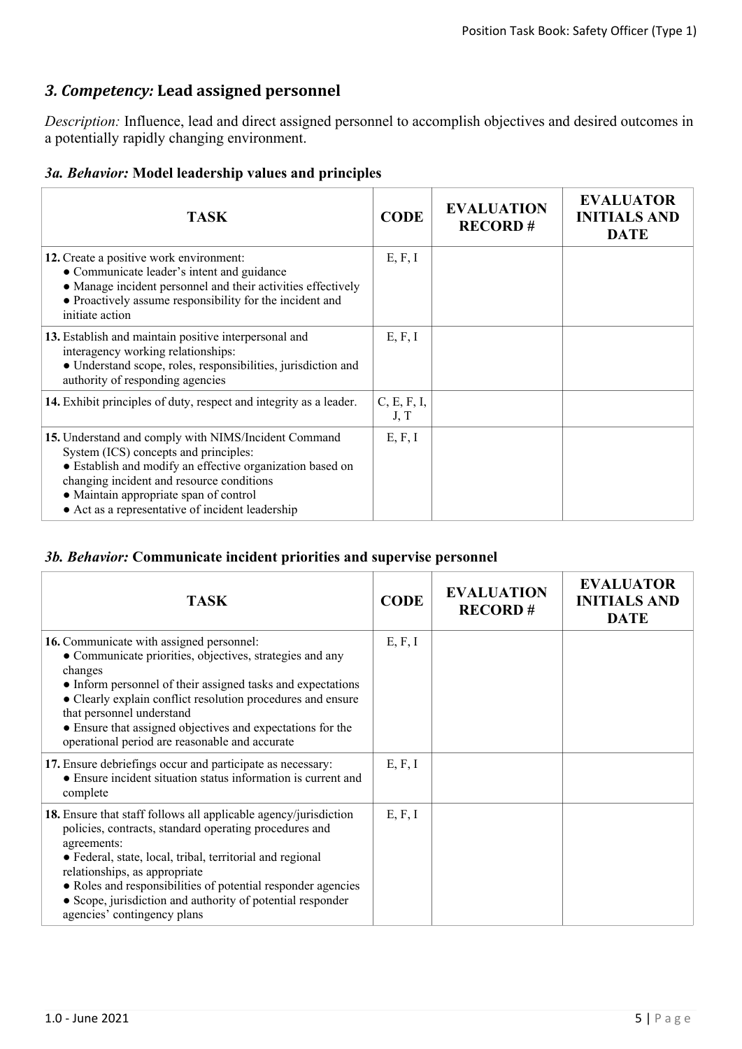## *3. Competency:* Lead assigned personnel

*Description:* Influence, lead and direct assigned personnel to accomplish objectives and desired outcomes in a potentially rapidly changing environment.

### *3a. Behavior:* Model leadership values and principles

| TASK | CODE | EVALUATION RECORD # | EVALUATOR INITIALS AND DATE |
|---|---|---|---|
| **12.** Create a positive work environment:<br>● Communicate leader's intent and guidance<br>● Manage incident personnel and their activities effectively<br>● Proactively assume responsibility for the incident and initiate action | E, F, I | | |
| **13.** Establish and maintain positive interpersonal and interagency working relationships:<br>● Understand scope, roles, responsibilities, jurisdiction and authority of responding agencies | E, F, I | | |
| **14.** Exhibit principles of duty, respect and integrity as a leader. | C, E, F, I, J, T | | |
| **15.** Understand and comply with NIMS/Incident Command System (ICS) concepts and principles:<br>● Establish and modify an effective organization based on changing incident and resource conditions<br>● Maintain appropriate span of control<br>● Act as a representative of incident leadership | E, F, I | | |

### *3b. Behavior:* Communicate incident priorities and supervise personnel

| TASK | CODE | EVALUATION RECORD # | EVALUATOR INITIALS AND DATE |
|---|---|---|---|
| **16.** Communicate with assigned personnel:<br>● Communicate priorities, objectives, strategies and any changes<br>● Inform personnel of their assigned tasks and expectations<br>● Clearly explain conflict resolution procedures and ensure that personnel understand<br>● Ensure that assigned objectives and expectations for the operational period are reasonable and accurate | E, F, I | | |
| **17.** Ensure debriefings occur and participate as necessary:<br>● Ensure incident situation status information is current and complete | E, F, I | | |
| **18.** Ensure that staff follows all applicable agency/jurisdiction policies, contracts, standard operating procedures and agreements:<br>● Federal, state, local, tribal, territorial and regional relationships, as appropriate<br>● Roles and responsibilities of potential responder agencies<br>● Scope, jurisdiction and authority of potential responder agencies' contingency plans | E, F, I | | |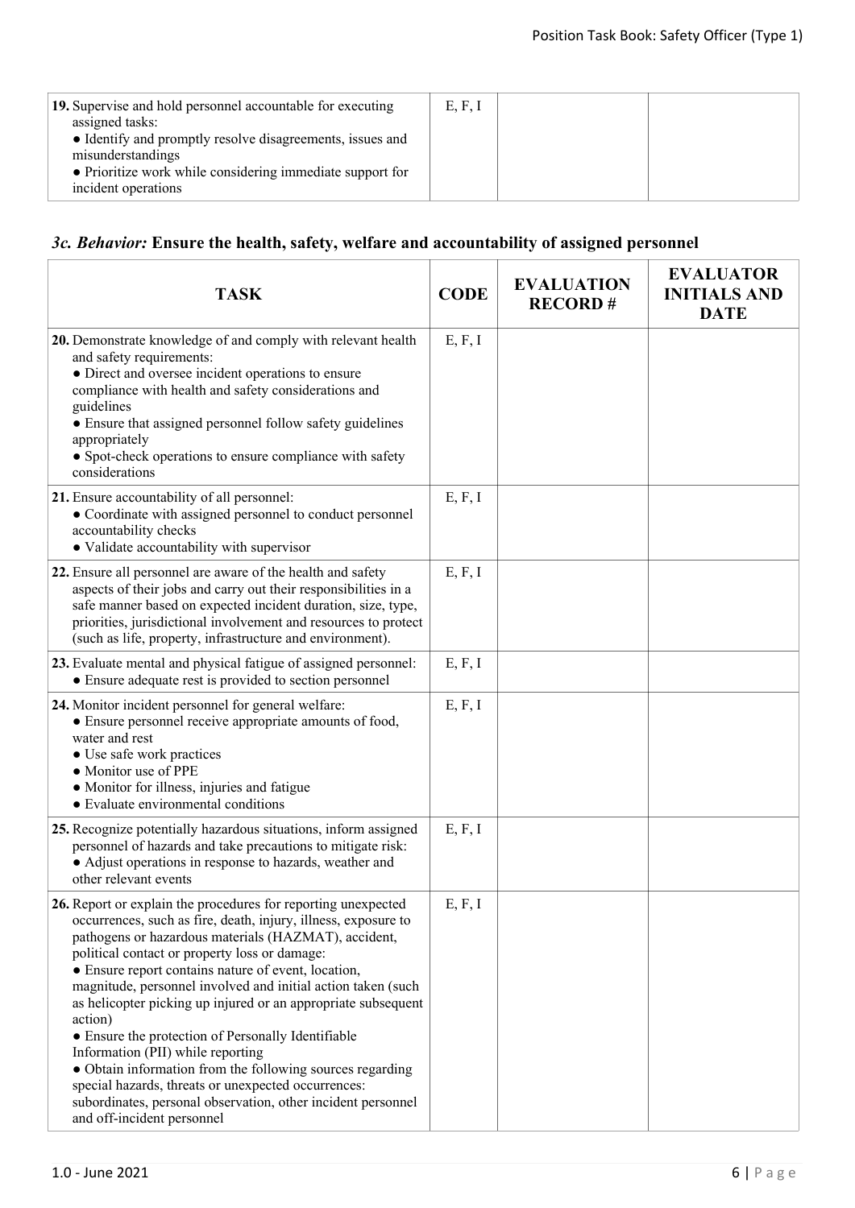| | | | |
|---|---|---|---|
| **19.** Supervise and hold personnel accountable for executing assigned tasks:<br>● Identify and promptly resolve disagreements, issues and misunderstandings<br>● Prioritize work while considering immediate support for incident operations | E, F, I | | |

### *3c. Behavior:* Ensure the health, safety, welfare and accountability of assigned personnel

| TASK | CODE | EVALUATION RECORD # | EVALUATOR INITIALS AND DATE |
|---|---|---|---|
| **20.** Demonstrate knowledge of and comply with relevant health and safety requirements:<br>● Direct and oversee incident operations to ensure compliance with health and safety considerations and guidelines<br>● Ensure that assigned personnel follow safety guidelines appropriately<br>● Spot-check operations to ensure compliance with safety considerations | E, F, I | | |
| **21.** Ensure accountability of all personnel:<br>● Coordinate with assigned personnel to conduct personnel accountability checks<br>● Validate accountability with supervisor | E, F, I | | |
| **22.** Ensure all personnel are aware of the health and safety aspects of their jobs and carry out their responsibilities in a safe manner based on expected incident duration, size, type, priorities, jurisdictional involvement and resources to protect (such as life, property, infrastructure and environment). | E, F, I | | |
| **23.** Evaluate mental and physical fatigue of assigned personnel:<br>● Ensure adequate rest is provided to section personnel | E, F, I | | |
| **24.** Monitor incident personnel for general welfare:<br>● Ensure personnel receive appropriate amounts of food, water and rest<br>● Use safe work practices<br>● Monitor use of PPE<br>● Monitor for illness, injuries and fatigue<br>● Evaluate environmental conditions | E, F, I | | |
| **25.** Recognize potentially hazardous situations, inform assigned personnel of hazards and take precautions to mitigate risk:<br>● Adjust operations in response to hazards, weather and other relevant events | E, F, I | | |
| **26.** Report or explain the procedures for reporting unexpected occurrences, such as fire, death, injury, illness, exposure to pathogens or hazardous materials (HAZMAT), accident, political contact or property loss or damage:<br>● Ensure report contains nature of event, location, magnitude, personnel involved and initial action taken (such as helicopter picking up injured or an appropriate subsequent action)<br>● Ensure the protection of Personally Identifiable Information (PII) while reporting<br>● Obtain information from the following sources regarding special hazards, threats or unexpected occurrences: subordinates, personal observation, other incident personnel and off-incident personnel | E, F, I | | |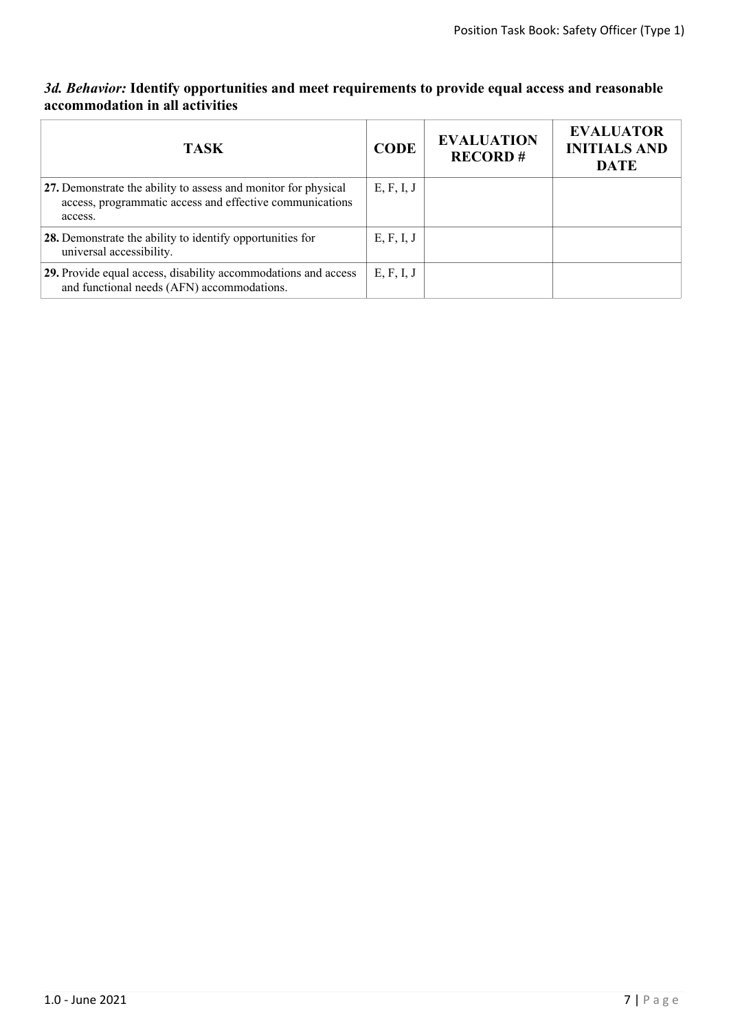### *3d. Behavior:* **Identify opportunities and meet requirements to provide equal access and reasonable accommodation in all activities**

| TASK | CODE | EVALUATION RECORD # | EVALUATOR INITIALS AND DATE |
|---|---|---|---|
| **27.** Demonstrate the ability to assess and monitor for physical access, programmatic access and effective communications access. | E, F, I, J | | |
| **28.** Demonstrate the ability to identify opportunities for universal accessibility. | E, F, I, J | | |
| **29.** Provide equal access, disability accommodations and access and functional needs (AFN) accommodations. | E, F, I, J | | |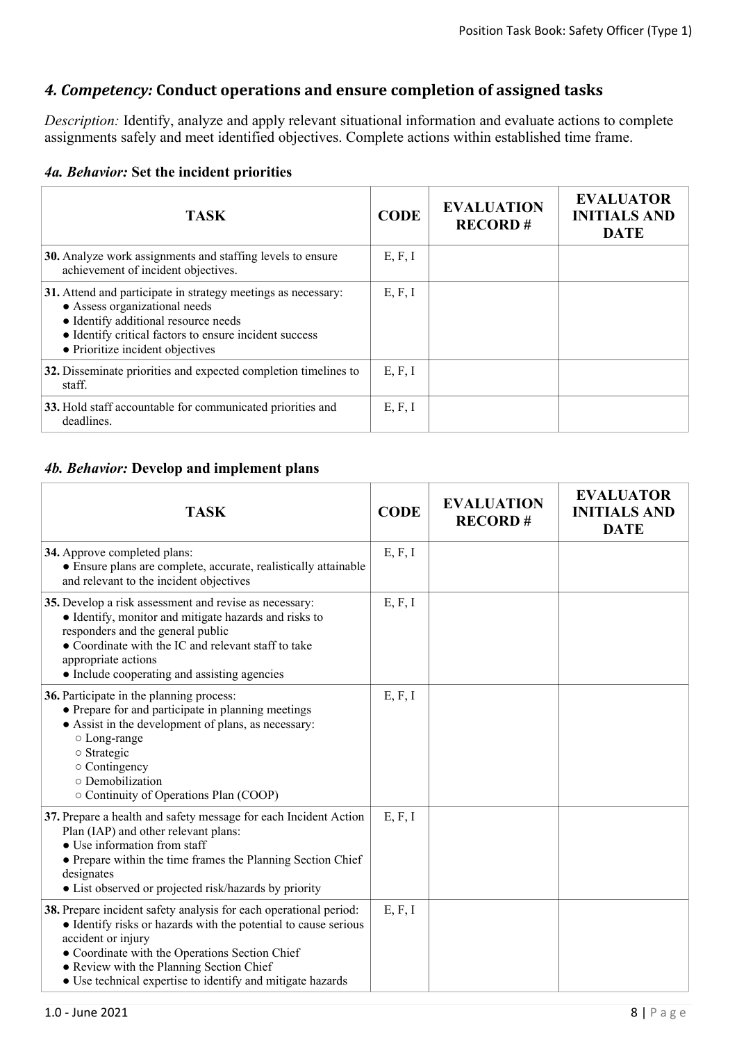## *4. Competency:* Conduct operations and ensure completion of assigned tasks

*Description:* Identify, analyze and apply relevant situational information and evaluate actions to complete assignments safely and meet identified objectives. Complete actions within established time frame.

### *4a. Behavior:* Set the incident priorities

| TASK | CODE | EVALUATION RECORD # | EVALUATOR INITIALS AND DATE |
|---|---|---|---|
| **30.** Analyze work assignments and staffing levels to ensure achievement of incident objectives. | E, F, I | | |
| **31.** Attend and participate in strategy meetings as necessary:<br>● Assess organizational needs<br>● Identify additional resource needs<br>● Identify critical factors to ensure incident success<br>● Prioritize incident objectives | E, F, I | | |
| **32.** Disseminate priorities and expected completion timelines to staff. | E, F, I | | |
| **33.** Hold staff accountable for communicated priorities and deadlines. | E, F, I | | |

### *4b. Behavior:* Develop and implement plans

| TASK | CODE | EVALUATION RECORD # | EVALUATOR INITIALS AND DATE |
|---|---|---|---|
| **34.** Approve completed plans:<br>● Ensure plans are complete, accurate, realistically attainable and relevant to the incident objectives | E, F, I | | |
| **35.** Develop a risk assessment and revise as necessary:<br>● Identify, monitor and mitigate hazards and risks to responders and the general public<br>● Coordinate with the IC and relevant staff to take appropriate actions<br>● Include cooperating and assisting agencies | E, F, I | | |
| **36.** Participate in the planning process:<br>● Prepare for and participate in planning meetings<br>● Assist in the development of plans, as necessary:<br>○ Long-range<br>○ Strategic<br>○ Contingency<br>○ Demobilization<br>○ Continuity of Operations Plan (COOP) | E, F, I | | |
| **37.** Prepare a health and safety message for each Incident Action Plan (IAP) and other relevant plans:<br>● Use information from staff<br>● Prepare within the time frames the Planning Section Chief designates<br>● List observed or projected risk/hazards by priority | E, F, I | | |
| **38.** Prepare incident safety analysis for each operational period:<br>● Identify risks or hazards with the potential to cause serious accident or injury<br>● Coordinate with the Operations Section Chief<br>● Review with the Planning Section Chief<br>● Use technical expertise to identify and mitigate hazards | E, F, I | | |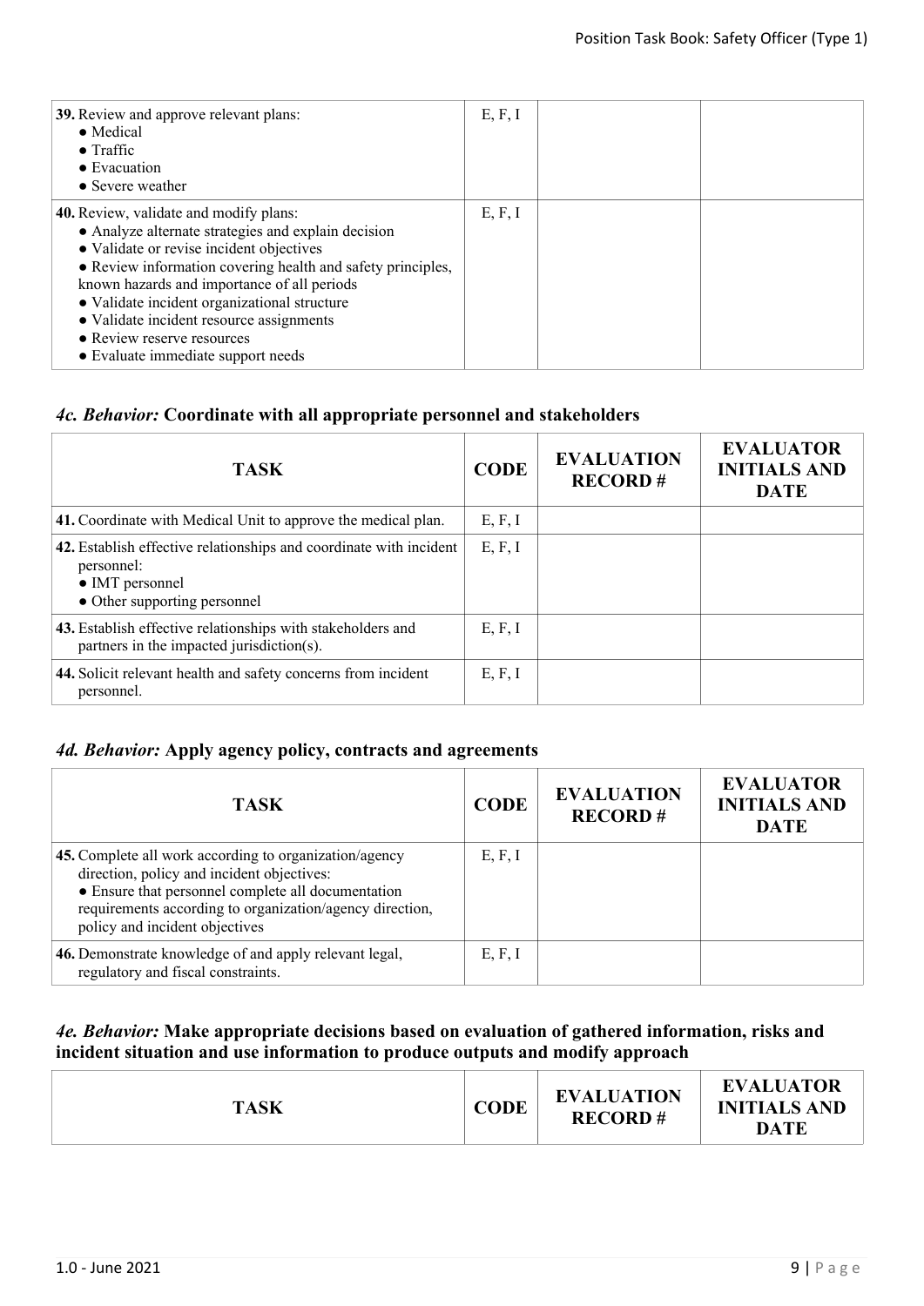| | | | |
|---|---|---|---|
| **39.** Review and approve relevant plans:<br>● Medical<br>● Traffic<br>● Evacuation<br>● Severe weather | E, F, I | | |
| **40.** Review, validate and modify plans:<br>● Analyze alternate strategies and explain decision<br>● Validate or revise incident objectives<br>● Review information covering health and safety principles, known hazards and importance of all periods<br>● Validate incident organizational structure<br>● Validate incident resource assignments<br>● Review reserve resources<br>● Evaluate immediate support needs | E, F, I | | |

### *4c. Behavior:* Coordinate with all appropriate personnel and stakeholders

| TASK | CODE | EVALUATION RECORD # | EVALUATOR INITIALS AND DATE |
|---|---|---|---|
| **41.** Coordinate with Medical Unit to approve the medical plan. | E, F, I | | |
| **42.** Establish effective relationships and coordinate with incident personnel:<br>● IMT personnel<br>● Other supporting personnel | E, F, I | | |
| **43.** Establish effective relationships with stakeholders and partners in the impacted jurisdiction(s). | E, F, I | | |
| **44.** Solicit relevant health and safety concerns from incident personnel. | E, F, I | | |

### *4d. Behavior:* Apply agency policy, contracts and agreements

| TASK | CODE | EVALUATION RECORD # | EVALUATOR INITIALS AND DATE |
|---|---|---|---|
| **45.** Complete all work according to organization/agency direction, policy and incident objectives:<br>● Ensure that personnel complete all documentation requirements according to organization/agency direction, policy and incident objectives | E, F, I | | |
| **46.** Demonstrate knowledge of and apply relevant legal, regulatory and fiscal constraints. | E, F, I | | |

### *4e. Behavior:* Make appropriate decisions based on evaluation of gathered information, risks and incident situation and use information to produce outputs and modify approach

| TASK | CODE | EVALUATION RECORD # | EVALUATOR INITIALS AND DATE |
|---|---|---|---|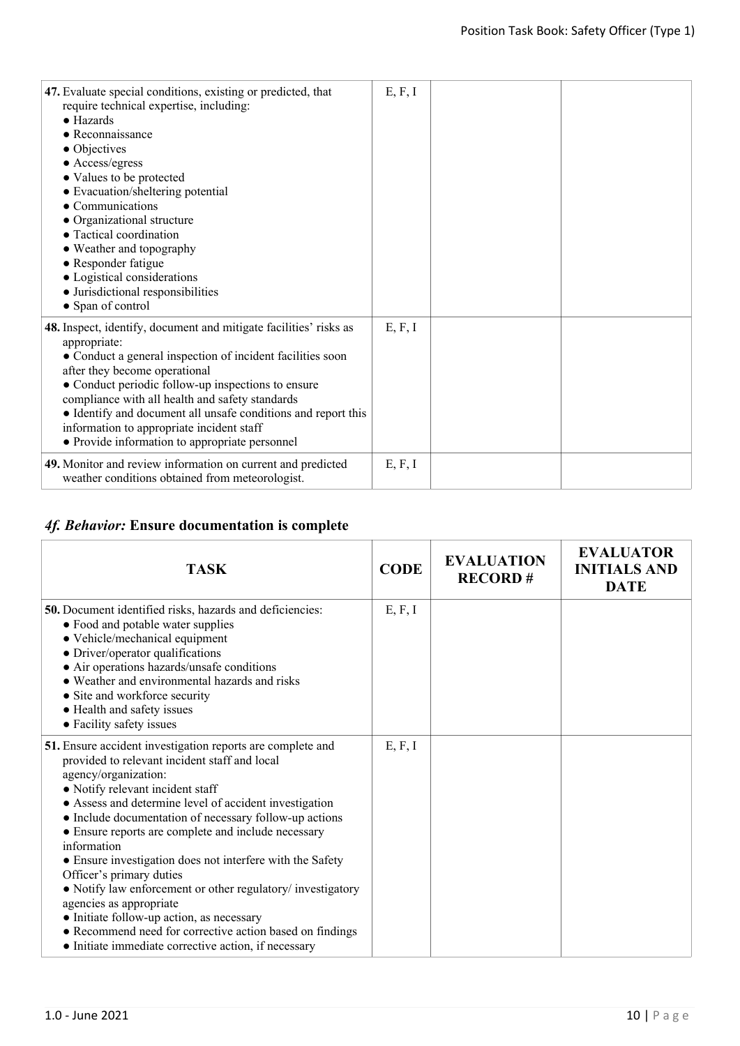| | | | |
|---|---|---|---|
| **47.** Evaluate special conditions, existing or predicted, that require technical expertise, including:<br>● Hazards<br>● Reconnaissance<br>● Objectives<br>● Access/egress<br>● Values to be protected<br>● Evacuation/sheltering potential<br>● Communications<br>● Organizational structure<br>● Tactical coordination<br>● Weather and topography<br>● Responder fatigue<br>● Logistical considerations<br>● Jurisdictional responsibilities<br>● Span of control | E, F, I | | |
| **48.** Inspect, identify, document and mitigate facilities' risks as appropriate:<br>● Conduct a general inspection of incident facilities soon after they become operational<br>● Conduct periodic follow-up inspections to ensure compliance with all health and safety standards<br>● Identify and document all unsafe conditions and report this information to appropriate incident staff<br>● Provide information to appropriate personnel | E, F, I | | |
| **49.** Monitor and review information on current and predicted weather conditions obtained from meteorologist. | E, F, I | | |

## *4f. Behavior:* Ensure documentation is complete

| TASK | CODE | EVALUATION RECORD # | EVALUATOR INITIALS AND DATE |
|---|---|---|---|
| **50.** Document identified risks, hazards and deficiencies:<br>● Food and potable water supplies<br>● Vehicle/mechanical equipment<br>● Driver/operator qualifications<br>● Air operations hazards/unsafe conditions<br>● Weather and environmental hazards and risks<br>● Site and workforce security<br>● Health and safety issues<br>● Facility safety issues | E, F, I | | |
| **51.** Ensure accident investigation reports are complete and provided to relevant incident staff and local agency/organization:<br>● Notify relevant incident staff<br>● Assess and determine level of accident investigation<br>● Include documentation of necessary follow-up actions<br>● Ensure reports are complete and include necessary information<br>● Ensure investigation does not interfere with the Safety Officer's primary duties<br>● Notify law enforcement or other regulatory/ investigatory agencies as appropriate<br>● Initiate follow-up action, as necessary<br>● Recommend need for corrective action based on findings<br>● Initiate immediate corrective action, if necessary | E, F, I | | |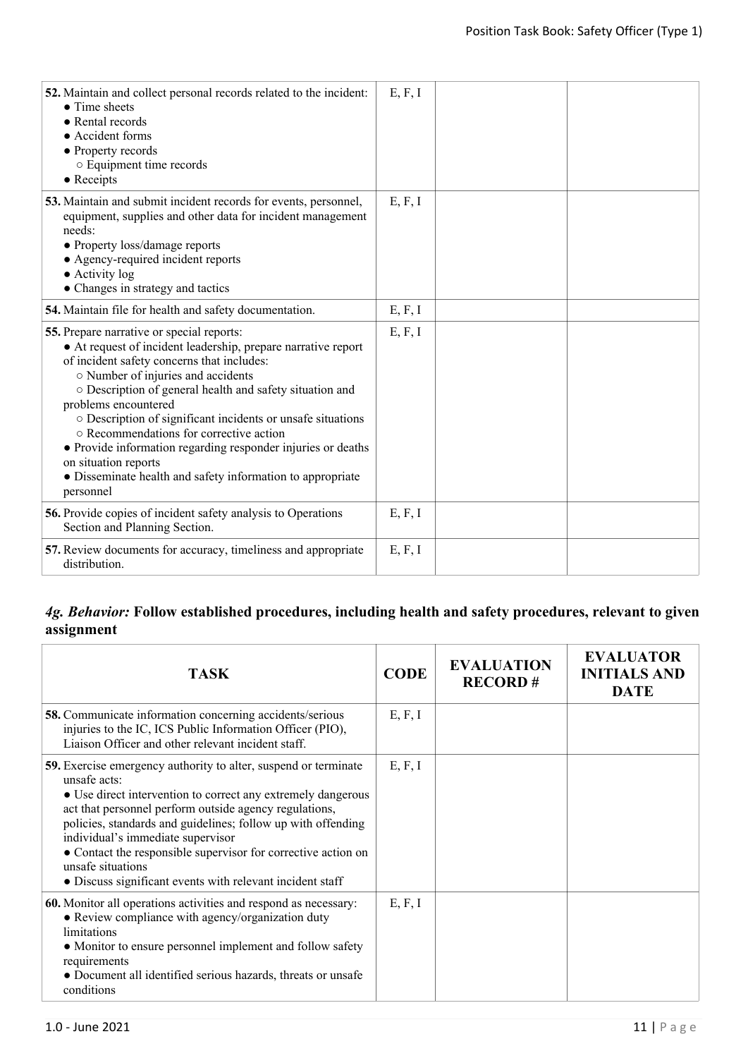| | | | |
|---|---|---|---|
| **52.** Maintain and collect personal records related to the incident:<br>● Time sheets<br>● Rental records<br>● Accident forms<br>● Property records<br>○ Equipment time records<br>● Receipts | E, F, I | | |
| **53.** Maintain and submit incident records for events, personnel, equipment, supplies and other data for incident management needs:<br>● Property loss/damage reports<br>● Agency-required incident reports<br>● Activity log<br>● Changes in strategy and tactics | E, F, I | | |
| **54.** Maintain file for health and safety documentation. | E, F, I | | |
| **55.** Prepare narrative or special reports:<br>● At request of incident leadership, prepare narrative report of incident safety concerns that includes:<br>○ Number of injuries and accidents<br>○ Description of general health and safety situation and problems encountered<br>○ Description of significant incidents or unsafe situations<br>○ Recommendations for corrective action<br>● Provide information regarding responder injuries or deaths on situation reports<br>● Disseminate health and safety information to appropriate personnel | E, F, I | | |
| **56.** Provide copies of incident safety analysis to Operations Section and Planning Section. | E, F, I | | |
| **57.** Review documents for accuracy, timeliness and appropriate distribution. | E, F, I | | |

### *4g. Behavior:* Follow established procedures, including health and safety procedures, relevant to given assignment

| TASK | CODE | EVALUATION RECORD # | EVALUATOR INITIALS AND DATE |
|---|---|---|---|
| **58.** Communicate information concerning accidents/serious injuries to the IC, ICS Public Information Officer (PIO), Liaison Officer and other relevant incident staff. | E, F, I | | |
| **59.** Exercise emergency authority to alter, suspend or terminate unsafe acts:<br>● Use direct intervention to correct any extremely dangerous act that personnel perform outside agency regulations, policies, standards and guidelines; follow up with offending individual's immediate supervisor<br>● Contact the responsible supervisor for corrective action on unsafe situations<br>● Discuss significant events with relevant incident staff | E, F, I | | |
| **60.** Monitor all operations activities and respond as necessary:<br>● Review compliance with agency/organization duty limitations<br>● Monitor to ensure personnel implement and follow safety requirements<br>● Document all identified serious hazards, threats or unsafe conditions | E, F, I | | |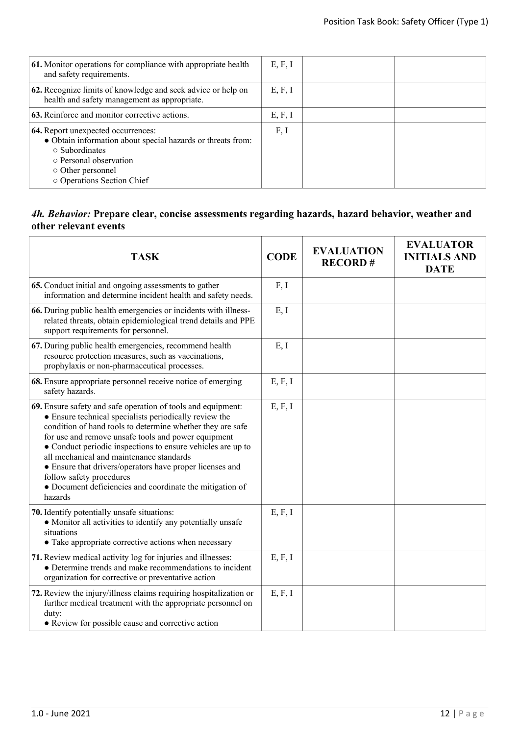| | | | |
|---|---|---|---|
| **61.** Monitor operations for compliance with appropriate health and safety requirements. | E, F, I | | |
| **62.** Recognize limits of knowledge and seek advice or help on health and safety management as appropriate. | E, F, I | | |
| **63.** Reinforce and monitor corrective actions. | E, F, I | | |
| **64.** Report unexpected occurrences:<br>● Obtain information about special hazards or threats from:<br>○ Subordinates<br>○ Personal observation<br>○ Other personnel<br>○ Operations Section Chief | F, I | | |

### *4h. Behavior:* Prepare clear, concise assessments regarding hazards, hazard behavior, weather and other relevant events

| TASK | CODE | EVALUATION RECORD # | EVALUATOR INITIALS AND DATE |
|---|---|---|---|
| **65.** Conduct initial and ongoing assessments to gather information and determine incident health and safety needs. | F, I | | |
| **66.** During public health emergencies or incidents with illness-related threats, obtain epidemiological trend details and PPE support requirements for personnel. | E, I | | |
| **67.** During public health emergencies, recommend health resource protection measures, such as vaccinations, prophylaxis or non-pharmaceutical processes. | E, I | | |
| **68.** Ensure appropriate personnel receive notice of emerging safety hazards. | E, F, I | | |
| **69.** Ensure safety and safe operation of tools and equipment:<br>● Ensure technical specialists periodically review the condition of hand tools to determine whether they are safe for use and remove unsafe tools and power equipment<br>● Conduct periodic inspections to ensure vehicles are up to all mechanical and maintenance standards<br>● Ensure that drivers/operators have proper licenses and follow safety procedures<br>● Document deficiencies and coordinate the mitigation of hazards | E, F, I | | |
| **70.** Identify potentially unsafe situations:<br>● Monitor all activities to identify any potentially unsafe situations<br>● Take appropriate corrective actions when necessary | E, F, I | | |
| **71.** Review medical activity log for injuries and illnesses:<br>● Determine trends and make recommendations to incident organization for corrective or preventative action | E, F, I | | |
| **72.** Review the injury/illness claims requiring hospitalization or further medical treatment with the appropriate personnel on duty:<br>● Review for possible cause and corrective action | E, F, I | | |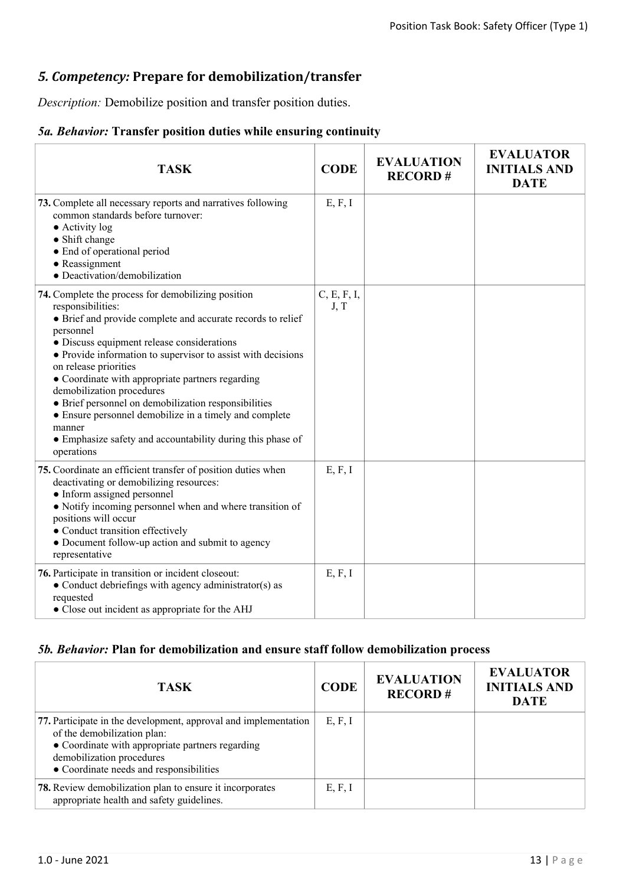## *5. Competency:* Prepare for demobilization/transfer

*Description:* Demobilize position and transfer position duties.

### *5a. Behavior:* Transfer position duties while ensuring continuity

| TASK | CODE | EVALUATION RECORD # | EVALUATOR INITIALS AND DATE |
|---|---|---|---|
| **73.** Complete all necessary reports and narratives following common standards before turnover:<br>● Activity log<br>● Shift change<br>● End of operational period<br>● Reassignment<br>● Deactivation/demobilization | E, F, I | | |
| **74.** Complete the process for demobilizing position responsibilities:<br>● Brief and provide complete and accurate records to relief personnel<br>● Discuss equipment release considerations<br>● Provide information to supervisor to assist with decisions on release priorities<br>● Coordinate with appropriate partners regarding demobilization procedures<br>● Brief personnel on demobilization responsibilities<br>● Ensure personnel demobilize in a timely and complete manner<br>● Emphasize safety and accountability during this phase of operations | C, E, F, I, J, T | | |
| **75.** Coordinate an efficient transfer of position duties when deactivating or demobilizing resources:<br>● Inform assigned personnel<br>● Notify incoming personnel when and where transition of positions will occur<br>● Conduct transition effectively<br>● Document follow-up action and submit to agency representative | E, F, I | | |
| **76.** Participate in transition or incident closeout:<br>● Conduct debriefings with agency administrator(s) as requested<br>● Close out incident as appropriate for the AHJ | E, F, I | | |

### *5b. Behavior:* Plan for demobilization and ensure staff follow demobilization process

| TASK | CODE | EVALUATION RECORD # | EVALUATOR INITIALS AND DATE |
|---|---|---|---|
| **77.** Participate in the development, approval and implementation of the demobilization plan:<br>● Coordinate with appropriate partners regarding demobilization procedures<br>● Coordinate needs and responsibilities | E, F, I | | |
| **78.** Review demobilization plan to ensure it incorporates appropriate health and safety guidelines. | E, F, I | | |